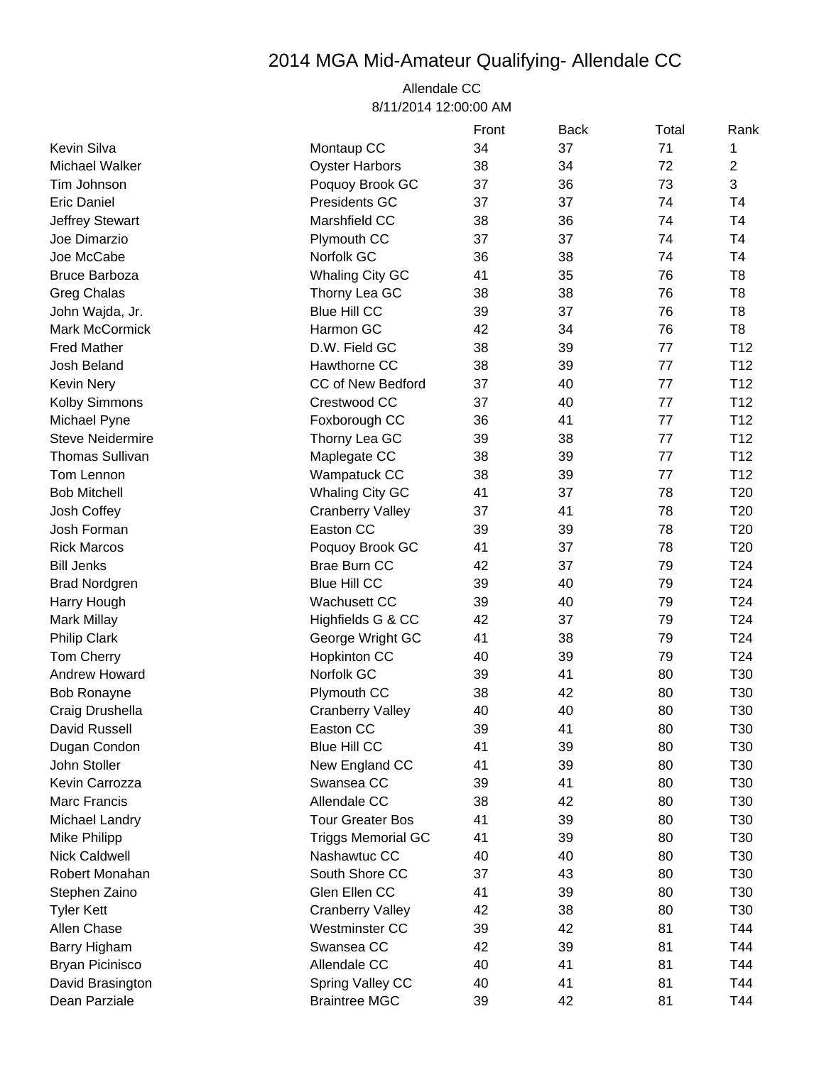# 2014 MGA Mid-Amateur Qualifying- Allendale CC

Allendale CC
8/11/2014 12:00:00 AM

| | | Front | Back | Total | Rank |
|---|---|---|---|---|---|
| Kevin Silva | Montaup CC | 34 | 37 | 71 | 1 |
| Michael Walker | Oyster Harbors | 38 | 34 | 72 | 2 |
| Tim Johnson | Poquoy Brook GC | 37 | 36 | 73 | 3 |
| Eric Daniel | Presidents GC | 37 | 37 | 74 | T4 |
| Jeffrey Stewart | Marshfield CC | 38 | 36 | 74 | T4 |
| Joe Dimarzio | Plymouth CC | 37 | 37 | 74 | T4 |
| Joe McCabe | Norfolk GC | 36 | 38 | 74 | T4 |
| Bruce Barboza | Whaling City GC | 41 | 35 | 76 | T8 |
| Greg Chalas | Thorny Lea GC | 38 | 38 | 76 | T8 |
| John Wajda, Jr. | Blue Hill CC | 39 | 37 | 76 | T8 |
| Mark McCormick | Harmon GC | 42 | 34 | 76 | T8 |
| Fred Mather | D.W. Field GC | 38 | 39 | 77 | T12 |
| Josh Beland | Hawthorne CC | 38 | 39 | 77 | T12 |
| Kevin Nery | CC of New Bedford | 37 | 40 | 77 | T12 |
| Kolby Simmons | Crestwood CC | 37 | 40 | 77 | T12 |
| Michael Pyne | Foxborough CC | 36 | 41 | 77 | T12 |
| Steve Neidermire | Thorny Lea GC | 39 | 38 | 77 | T12 |
| Thomas Sullivan | Maplegate CC | 38 | 39 | 77 | T12 |
| Tom Lennon | Wampatuck CC | 38 | 39 | 77 | T12 |
| Bob Mitchell | Whaling City GC | 41 | 37 | 78 | T20 |
| Josh Coffey | Cranberry Valley | 37 | 41 | 78 | T20 |
| Josh Forman | Easton CC | 39 | 39 | 78 | T20 |
| Rick Marcos | Poquoy Brook GC | 41 | 37 | 78 | T20 |
| Bill Jenks | Brae Burn CC | 42 | 37 | 79 | T24 |
| Brad Nordgren | Blue Hill CC | 39 | 40 | 79 | T24 |
| Harry Hough | Wachusett CC | 39 | 40 | 79 | T24 |
| Mark Millay | Highfields G & CC | 42 | 37 | 79 | T24 |
| Philip Clark | George Wright GC | 41 | 38 | 79 | T24 |
| Tom Cherry | Hopkinton CC | 40 | 39 | 79 | T24 |
| Andrew Howard | Norfolk GC | 39 | 41 | 80 | T30 |
| Bob Ronayne | Plymouth CC | 38 | 42 | 80 | T30 |
| Craig Drushella | Cranberry Valley | 40 | 40 | 80 | T30 |
| David Russell | Easton CC | 39 | 41 | 80 | T30 |
| Dugan Condon | Blue Hill CC | 41 | 39 | 80 | T30 |
| John Stoller | New England CC | 41 | 39 | 80 | T30 |
| Kevin Carrozza | Swansea CC | 39 | 41 | 80 | T30 |
| Marc Francis | Allendale CC | 38 | 42 | 80 | T30 |
| Michael Landry | Tour Greater Bos | 41 | 39 | 80 | T30 |
| Mike Philipp | Triggs Memorial GC | 41 | 39 | 80 | T30 |
| Nick Caldwell | Nashawtuc CC | 40 | 40 | 80 | T30 |
| Robert Monahan | South Shore CC | 37 | 43 | 80 | T30 |
| Stephen Zaino | Glen Ellen CC | 41 | 39 | 80 | T30 |
| Tyler Kett | Cranberry Valley | 42 | 38 | 80 | T30 |
| Allen Chase | Westminster CC | 39 | 42 | 81 | T44 |
| Barry Higham | Swansea CC | 42 | 39 | 81 | T44 |
| Bryan Picinisco | Allendale CC | 40 | 41 | 81 | T44 |
| David Brasington | Spring Valley CC | 40 | 41 | 81 | T44 |
| Dean Parziale | Braintree MGC | 39 | 42 | 81 | T44 |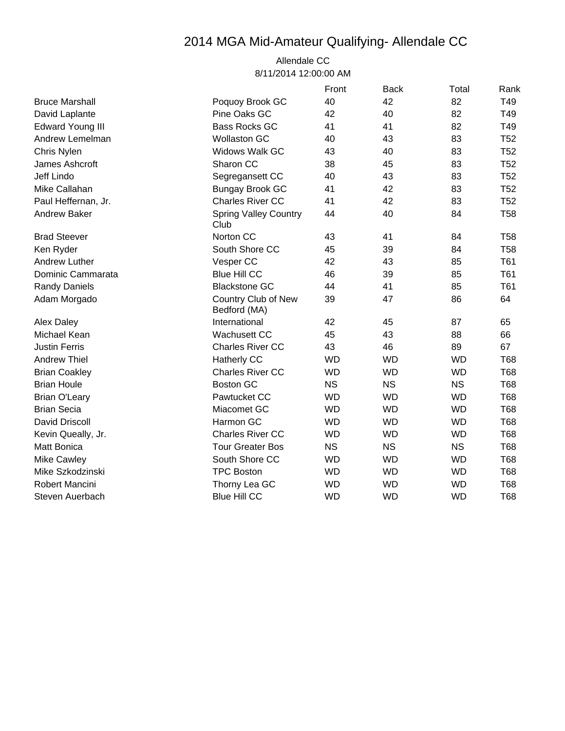# 2014 MGA Mid-Amateur Qualifying- Allendale CC

Allendale CC
8/11/2014 12:00:00 AM

| | | Front | Back | Total | Rank |
|---|---|---|---|---|---|
| Bruce Marshall | Poquoy Brook GC | 40 | 42 | 82 | T49 |
| David Laplante | Pine Oaks GC | 42 | 40 | 82 | T49 |
| Edward Young III | Bass Rocks GC | 41 | 41 | 82 | T49 |
| Andrew Lemelman | Wollaston GC | 40 | 43 | 83 | T52 |
| Chris Nylen | Widows Walk GC | 43 | 40 | 83 | T52 |
| James Ashcroft | Sharon CC | 38 | 45 | 83 | T52 |
| Jeff Lindo | Segregansett CC | 40 | 43 | 83 | T52 |
| Mike Callahan | Bungay Brook GC | 41 | 42 | 83 | T52 |
| Paul Heffernan, Jr. | Charles River CC | 41 | 42 | 83 | T52 |
| Andrew Baker | Spring Valley Country Club | 44 | 40 | 84 | T58 |
| Brad Steever | Norton CC | 43 | 41 | 84 | T58 |
| Ken Ryder | South Shore CC | 45 | 39 | 84 | T58 |
| Andrew Luther | Vesper CC | 42 | 43 | 85 | T61 |
| Dominic Cammarata | Blue Hill CC | 46 | 39 | 85 | T61 |
| Randy Daniels | Blackstone GC | 44 | 41 | 85 | T61 |
| Adam Morgado | Country Club of New Bedford (MA) | 39 | 47 | 86 | 64 |
| Alex Daley | International | 42 | 45 | 87 | 65 |
| Michael Kean | Wachusett CC | 45 | 43 | 88 | 66 |
| Justin Ferris | Charles River CC | 43 | 46 | 89 | 67 |
| Andrew Thiel | Hatherly CC | WD | WD | WD | T68 |
| Brian Coakley | Charles River CC | WD | WD | WD | T68 |
| Brian Houle | Boston GC | NS | NS | NS | T68 |
| Brian O'Leary | Pawtucket CC | WD | WD | WD | T68 |
| Brian Secia | Miacomet GC | WD | WD | WD | T68 |
| David Driscoll | Harmon GC | WD | WD | WD | T68 |
| Kevin Queally, Jr. | Charles River CC | WD | WD | WD | T68 |
| Matt Bonica | Tour Greater Bos | NS | NS | NS | T68 |
| Mike Cawley | South Shore CC | WD | WD | WD | T68 |
| Mike Szkodzinski | TPC Boston | WD | WD | WD | T68 |
| Robert Mancini | Thorny Lea GC | WD | WD | WD | T68 |
| Steven Auerbach | Blue Hill CC | WD | WD | WD | T68 |